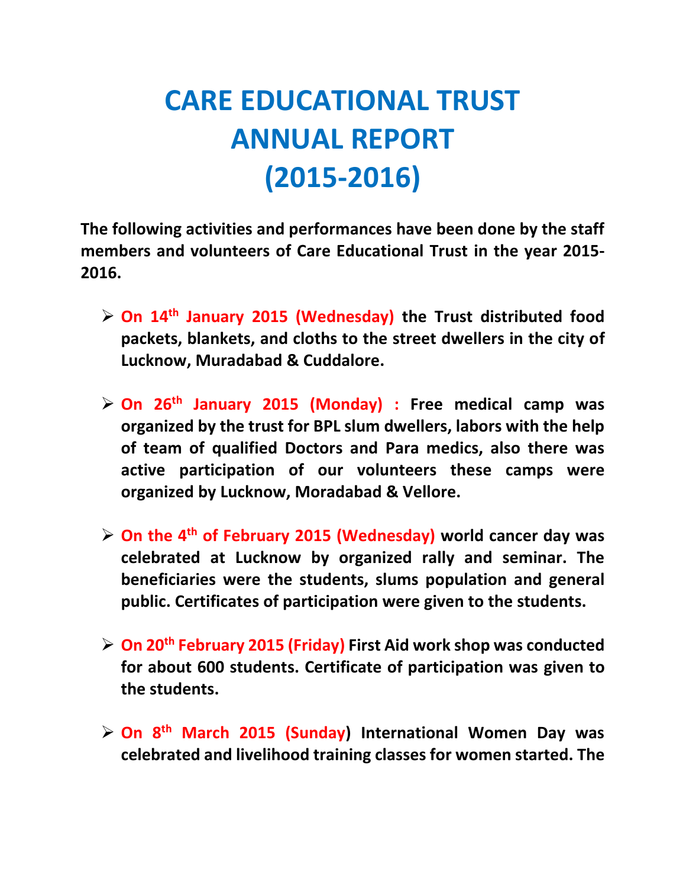# CARE EDUCATIONAL TRUST ANNUAL REPORT (2015-2016)

**The following activities and performances have been done by the staff members and volunteers of Care Educational Trust in the year 2015-2016.**

- **On 14th January 2015 (Wednesday) the Trust distributed food packets, blankets, and cloths to the street dwellers in the city of Lucknow, Muradabad & Cuddalore.**

- **On 26th January 2015 (Monday) : Free medical camp was organized by the trust for BPL slum dwellers, labors with the help of team of qualified Doctors and Para medics, also there was active participation of our volunteers these camps were organized by Lucknow, Moradabad & Vellore.**

- **On the 4th of February 2015 (Wednesday) world cancer day was celebrated at Lucknow by organized rally and seminar. The beneficiaries were the students, slums population and general public. Certificates of participation were given to the students.**

- **On 20th February 2015 (Friday) First Aid work shop was conducted for about 600 students. Certificate of participation was given to the students.**

- **On 8th March 2015 (Sunday) International Women Day was celebrated and livelihood training classes for women started. The**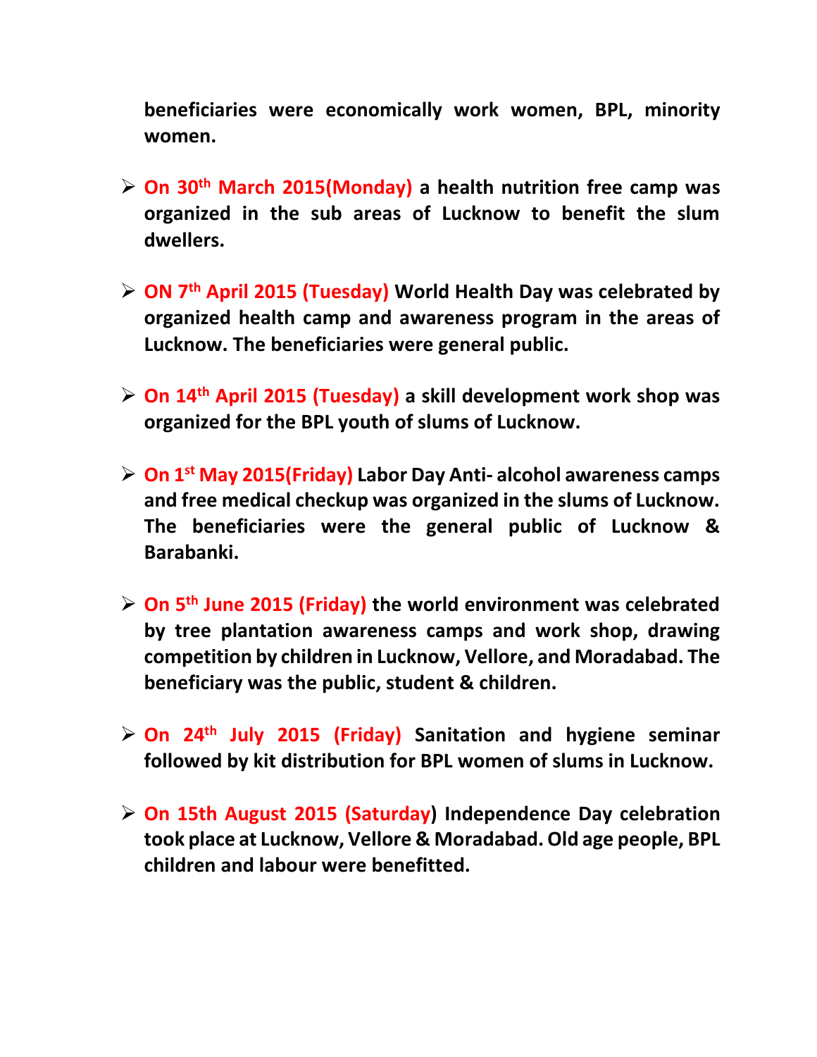**beneficiaries were economically work women, BPL, minority women.**

- **On 30th March 2015(Monday) a health nutrition free camp was organized in the sub areas of Lucknow to benefit the slum dwellers.**

- **ON 7th April 2015 (Tuesday) World Health Day was celebrated by organized health camp and awareness program in the areas of Lucknow. The beneficiaries were general public.**

- **On 14th April 2015 (Tuesday) a skill development work shop was organized for the BPL youth of slums of Lucknow.**

- **On 1st May 2015(Friday) Labor Day Anti- alcohol awareness camps and free medical checkup was organized in the slums of Lucknow. The beneficiaries were the general public of Lucknow & Barabanki.**

- **On 5th June 2015 (Friday) the world environment was celebrated by tree plantation awareness camps and work shop, drawing competition by children in Lucknow, Vellore, and Moradabad. The beneficiary was the public, student & children.**

- **On 24th July 2015 (Friday) Sanitation and hygiene seminar followed by kit distribution for BPL women of slums in Lucknow.**

- **On 15th August 2015 (Saturday) Independence Day celebration took place at Lucknow, Vellore & Moradabad. Old age people, BPL children and labour were benefitted.**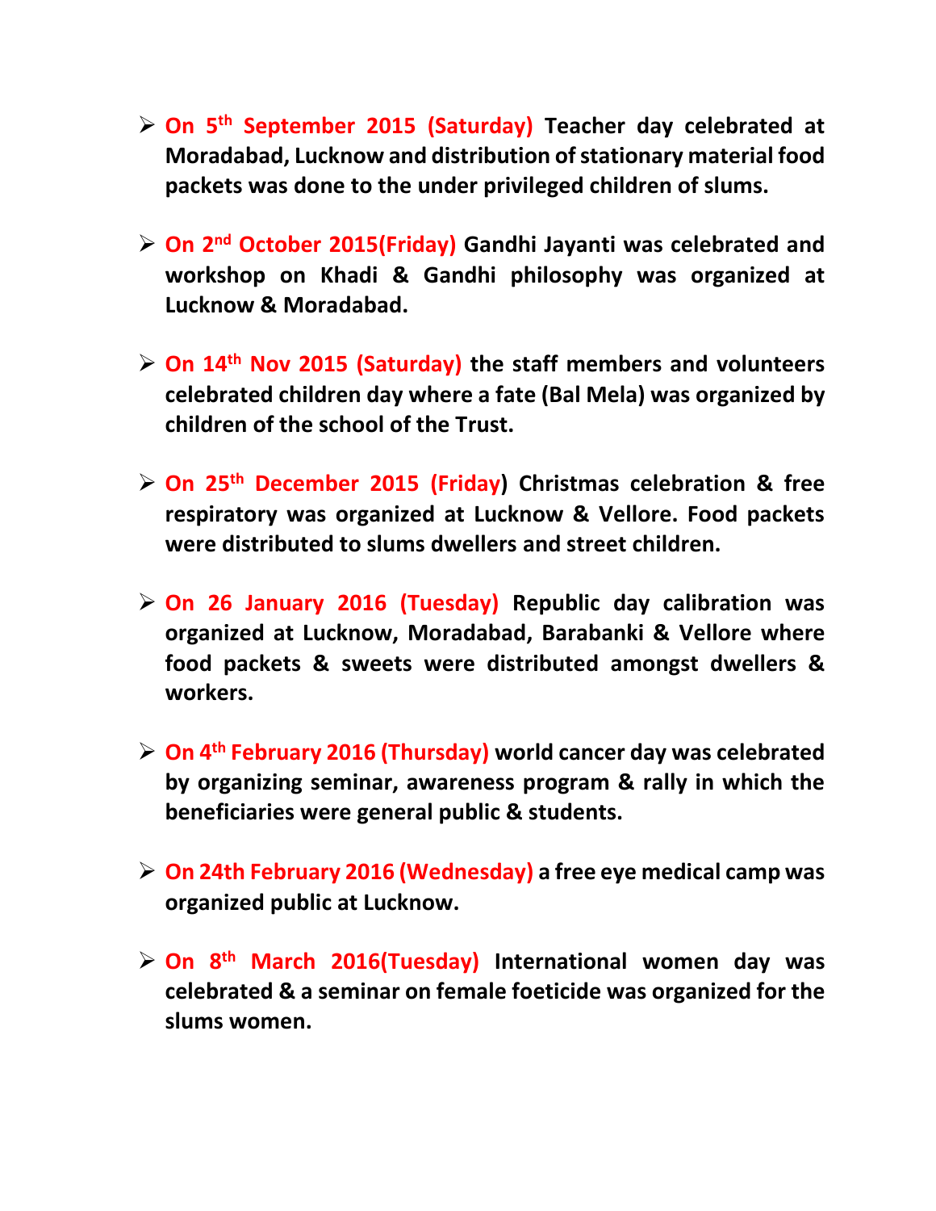- **On 5th September 2015 (Saturday) Teacher day celebrated at Moradabad, Lucknow and distribution of stationary material food packets was done to the under privileged children of slums.**

- **On 2nd October 2015(Friday) Gandhi Jayanti was celebrated and workshop on Khadi & Gandhi philosophy was organized at Lucknow & Moradabad.**

- **On 14th Nov 2015 (Saturday) the staff members and volunteers celebrated children day where a fate (Bal Mela) was organized by children of the school of the Trust.**

- **On 25th December 2015 (Friday) Christmas celebration & free respiratory was organized at Lucknow & Vellore. Food packets were distributed to slums dwellers and street children.**

- **On 26 January 2016 (Tuesday) Republic day calibration was organized at Lucknow, Moradabad, Barabanki & Vellore where food packets & sweets were distributed amongst dwellers & workers.**

- **On 4th February 2016 (Thursday) world cancer day was celebrated by organizing seminar, awareness program & rally in which the beneficiaries were general public & students.**

- **On 24th February 2016 (Wednesday) a free eye medical camp was organized public at Lucknow.**

- **On 8th March 2016(Tuesday) International women day was celebrated & a seminar on female foeticide was organized for the slums women.**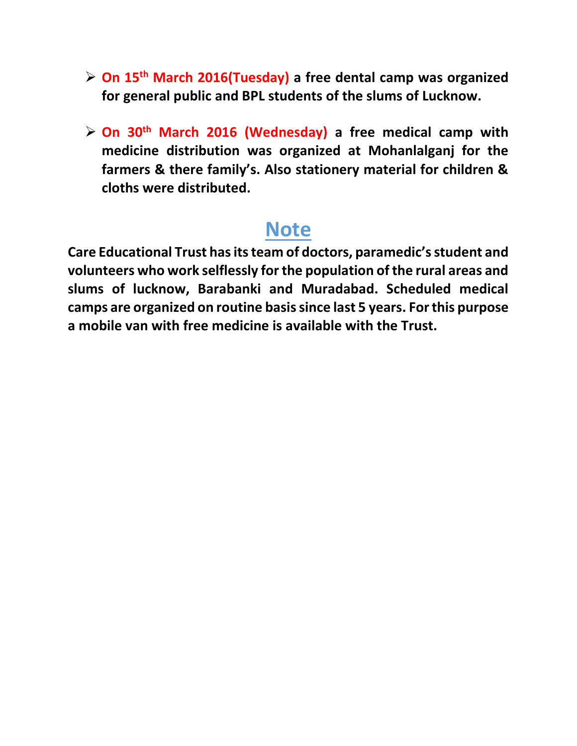- **On 15th March 2016(Tuesday) a free dental camp was organized for general public and BPL students of the slums of Lucknow.**

- **On 30th March 2016 (Wednesday) a free medical camp with medicine distribution was organized at Mohanlalganj for the farmers & there family's. Also stationery material for children & cloths were distributed.**

## Note

**Care Educational Trust has its team of doctors, paramedic's student and volunteers who work selflessly for the population of the rural areas and slums of lucknow, Barabanki and Muradabad. Scheduled medical camps are organized on routine basis since last 5 years. For this purpose a mobile van with free medicine is available with the Trust.**